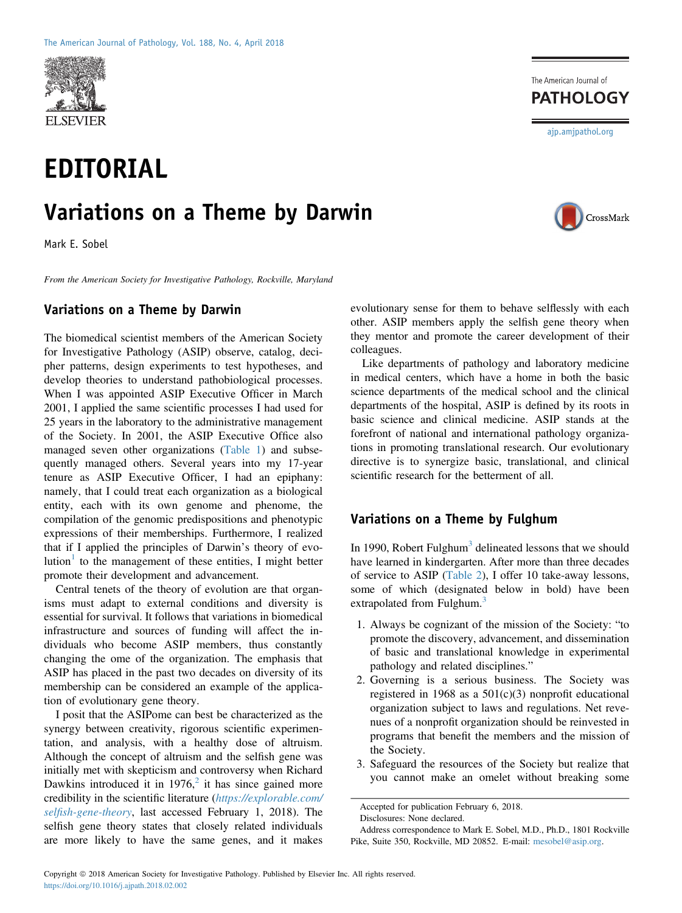# EDITORIAL

# Variations on a Theme by Darwin

Mark E. Sobel

*From the American Society for Investigative Pathology, Rockville, Maryland*

## Variations on a Theme by Darwin

The biomedical scientist members of the American Society for Investigative Pathology (ASIP) observe, catalog, decipher patterns, design experiments to test hypotheses, and develop theories to understand pathobiological processes. When I was appointed ASIP Executive Officer in March 2001, I applied the same scientific processes I had used for 25 years in the laboratory to the administrative management of the Society. In 2001, the ASIP Executive Office also managed seven other organizations (Table 1) and subsequently managed others. Several years into my 17-year tenure as ASIP Executive Officer, I had an epiphany: namely, that I could treat each organization as a biological entity, each with its own genome and phenome, the compilation of the genomic predispositions and phenotypic expressions of their memberships. Furthermore, I realized that if I applied the principles of Darwin's theory of evolution[1] to the management of these entities, I might better promote their development and advancement.

Central tenets of the theory of evolution are that organisms must adapt to external conditions and diversity is essential for survival. It follows that variations in biomedical infrastructure and sources of funding will affect the individuals who become ASIP members, thus constantly changing the ome of the organization. The emphasis that ASIP has placed in the past two decades on diversity of its membership can be considered an example of the application of evolutionary gene theory.

I posit that the ASIPome can best be characterized as the synergy between creativity, rigorous scientific experimentation, and analysis, with a healthy dose of altruism. Although the concept of altruism and the selfish gene was initially met with skepticism and controversy when Richard Dawkins introduced it in 1976,[2] it has since gained more credibility in the scientific literature (*https://explorable.com/selfish-gene-theory*, last accessed February 1, 2018). The selfish gene theory states that closely related individuals are more likely to have the same genes, and it makes evolutionary sense for them to behave selflessly with each other. ASIP members apply the selfish gene theory when they mentor and promote the career development of their colleagues.

Like departments of pathology and laboratory medicine in medical centers, which have a home in both the basic science departments of the medical school and the clinical departments of the hospital, ASIP is defined by its roots in basic science and clinical medicine. ASIP stands at the forefront of national and international pathology organizations in promoting translational research. Our evolutionary directive is to synergize basic, translational, and clinical scientific research for the betterment of all.

## Variations on a Theme by Fulghum

In 1990, Robert Fulghum[3] delineated lessons that we should have learned in kindergarten. After more than three decades of service to ASIP (Table 2), I offer 10 take-away lessons, some of which (designated below in bold) have been extrapolated from Fulghum.[3]

1. Always be cognizant of the mission of the Society: "to promote the discovery, advancement, and dissemination of basic and translational knowledge in experimental pathology and related disciplines."
2. Governing is a serious business. The Society was registered in 1968 as a 501(c)(3) nonprofit educational organization subject to laws and regulations. Net revenues of a nonprofit organization should be reinvested in programs that benefit the members and the mission of the Society.
3. Safeguard the resources of the Society but realize that you cannot make an omelet without breaking some

Accepted for publication February 6, 2018.

Disclosures: None declared.

Address correspondence to Mark E. Sobel, M.D., Ph.D., 1801 Rockville Pike, Suite 350, Rockville, MD 20852. E-mail: mesobel@asip.org.

Copyright © 2018 American Society for Investigative Pathology. Published by Elsevier Inc. All rights reserved.
https://doi.org/10.1016/j.ajpath.2018.02.002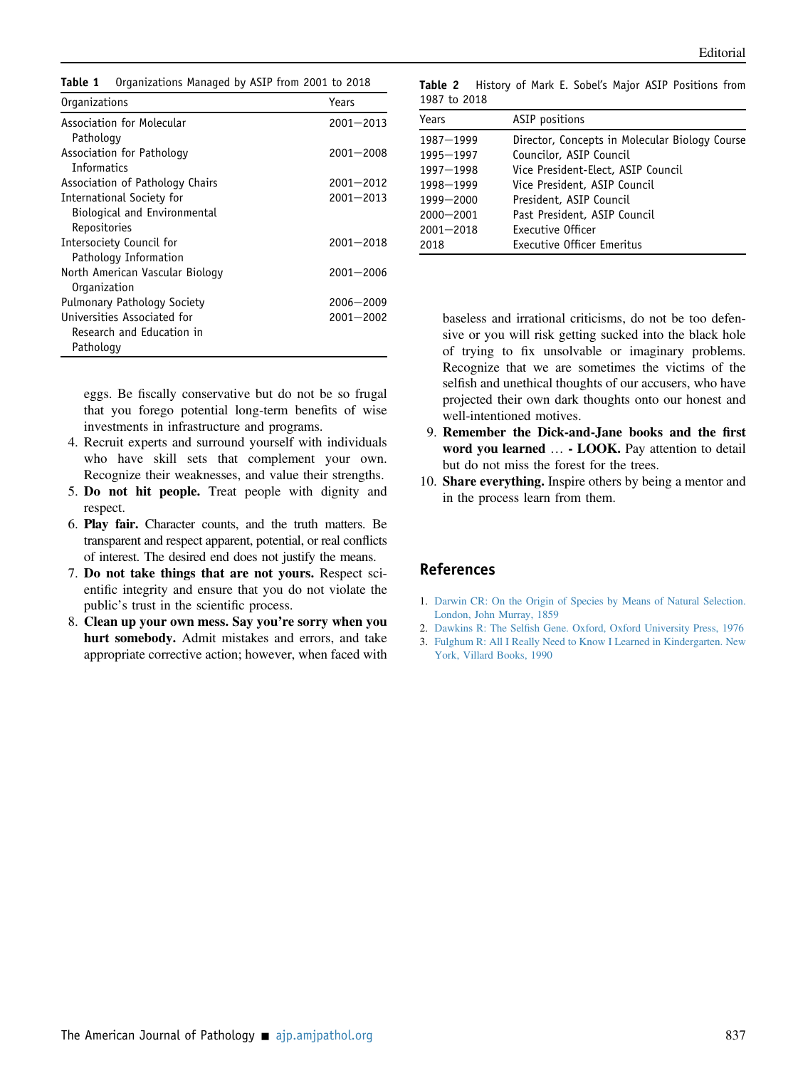Table 1 Organizations Managed by ASIP from 2001 to 2018

| Organizations | Years |
|---|---|
| Association for Molecular Pathology | 2001–2013 |
| Association for Pathology Informatics | 2001–2008 |
| Association of Pathology Chairs | 2001–2012 |
| International Society for Biological and Environmental Repositories | 2001–2013 |
| Intersociety Council for Pathology Information | 2001–2018 |
| North American Vascular Biology Organization | 2001–2006 |
| Pulmonary Pathology Society | 2006–2009 |
| Universities Associated for Research and Education in Pathology | 2001–2002 |

Table 2 History of Mark E. Sobel's Major ASIP Positions from 1987 to 2018

| Years | ASIP positions |
|---|---|
| 1987–1999 | Director, Concepts in Molecular Biology Course |
| 1995–1997 | Councilor, ASIP Council |
| 1997–1998 | Vice President-Elect, ASIP Council |
| 1998–1999 | Vice President, ASIP Council |
| 1999–2000 | President, ASIP Council |
| 2000–2001 | Past President, ASIP Council |
| 2001–2018 | Executive Officer |
| 2018 | Executive Officer Emeritus |

eggs. Be fiscally conservative but do not be so frugal that you forego potential long-term benefits of wise investments in infrastructure and programs.

4. Recruit experts and surround yourself with individuals who have skill sets that complement your own. Recognize their weaknesses, and value their strengths.
5. **Do not hit people.** Treat people with dignity and respect.
6. **Play fair.** Character counts, and the truth matters. Be transparent and respect apparent, potential, or real conflicts of interest. The desired end does not justify the means.
7. **Do not take things that are not yours.** Respect scientific integrity and ensure that you do not violate the public's trust in the scientific process.
8. **Clean up your own mess. Say you're sorry when you hurt somebody.** Admit mistakes and errors, and take appropriate corrective action; however, when faced with baseless and irrational criticisms, do not be too defensive or you will risk getting sucked into the black hole of trying to fix unsolvable or imaginary problems. Recognize that we are sometimes the victims of the selfish and unethical thoughts of our accusers, who have projected their own dark thoughts onto our honest and well-intentioned motives.
9. **Remember the Dick-and-Jane books and the first word you learned** … **- LOOK.** Pay attention to detail but do not miss the forest for the trees.
10. **Share everything.** Inspire others by being a mentor and in the process learn from them.

## References

1. Darwin CR: On the Origin of Species by Means of Natural Selection. London, John Murray, 1859
2. Dawkins R: The Selfish Gene. Oxford, Oxford University Press, 1976
3. Fulghum R: All I Really Need to Know I Learned in Kindergarten. New York, Villard Books, 1990